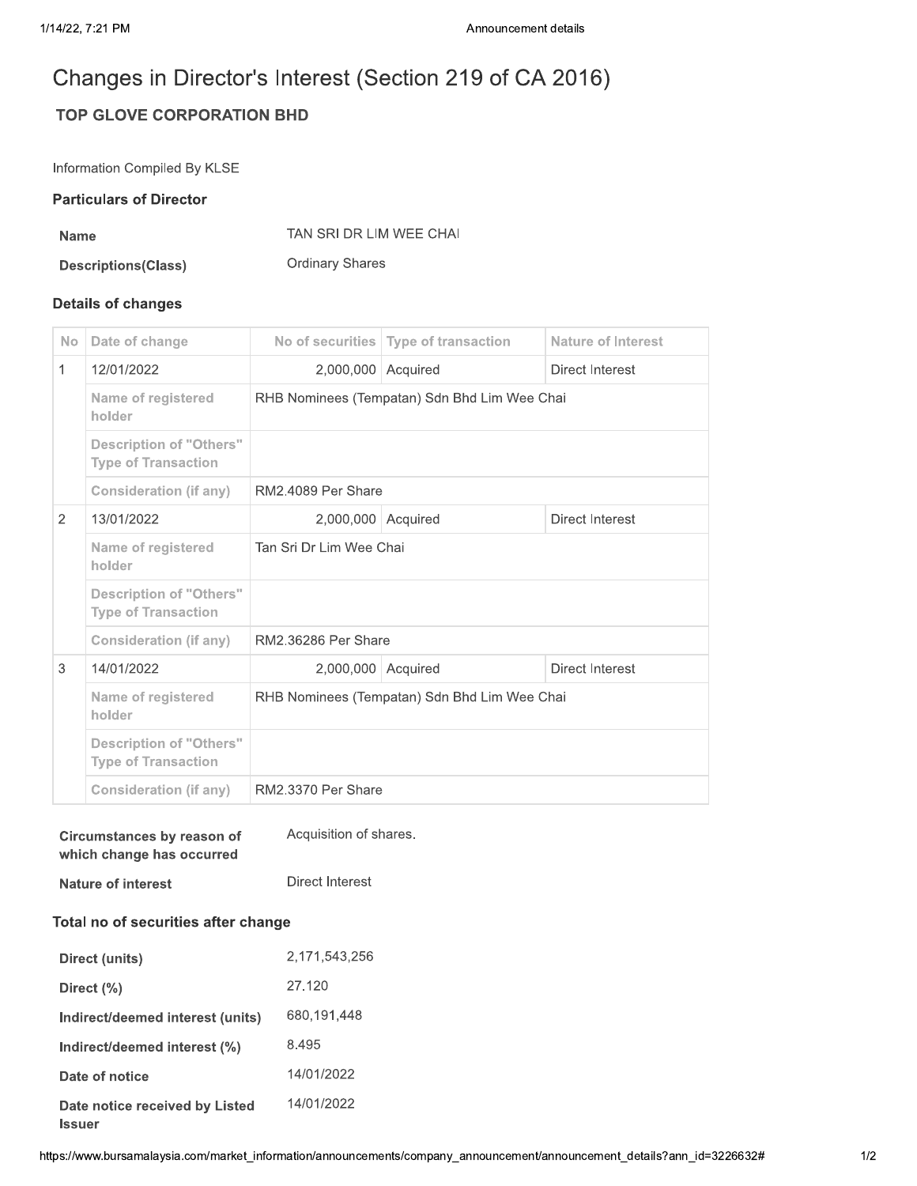# Changes in Director's Interest (Section 219 of CA 2016)

## TOP GLOVE CORPORATION BHD

Information Compiled By KLSE

### Particulars of Director

| | |
|---|---|
| **Name** | TAN SRI DR LIM WEE CHAI |
| **Descriptions(Class)** | Ordinary Shares |

### Details of changes

| No | Date of change | No of securities | Type of transaction | Nature of Interest |
|---|---|---|---|---|
| 1 | 12/01/2022 | 2,000,000 | Acquired | Direct Interest |
| | Name of registered holder | RHB Nominees (Tempatan) Sdn Bhd Lim Wee Chai | | |
| | Description of "Others" Type of Transaction | | | |
| | Consideration (if any) | RM2.4089 Per Share | | |
| 2 | 13/01/2022 | 2,000,000 | Acquired | Direct Interest |
| | Name of registered holder | Tan Sri Dr Lim Wee Chai | | |
| | Description of "Others" Type of Transaction | | | |
| | Consideration (if any) | RM2.36286 Per Share | | |
| 3 | 14/01/2022 | 2,000,000 | Acquired | Direct Interest |
| | Name of registered holder | RHB Nominees (Tempatan) Sdn Bhd Lim Wee Chai | | |
| | Description of "Others" Type of Transaction | | | |
| | Consideration (if any) | RM2.3370 Per Share | | |

| | |
|---|---|
| **Circumstances by reason of which change has occurred** | Acquisition of shares. |
| **Nature of interest** | Direct Interest |

### Total no of securities after change

| | |
|---|---|
| **Direct (units)** | 2,171,543,256 |
| **Direct (%)** | 27.120 |
| **Indirect/deemed interest (units)** | 680,191,448 |
| **Indirect/deemed interest (%)** | 8.495 |
| **Date of notice** | 14/01/2022 |
| **Date notice received by Listed Issuer** | 14/01/2022 |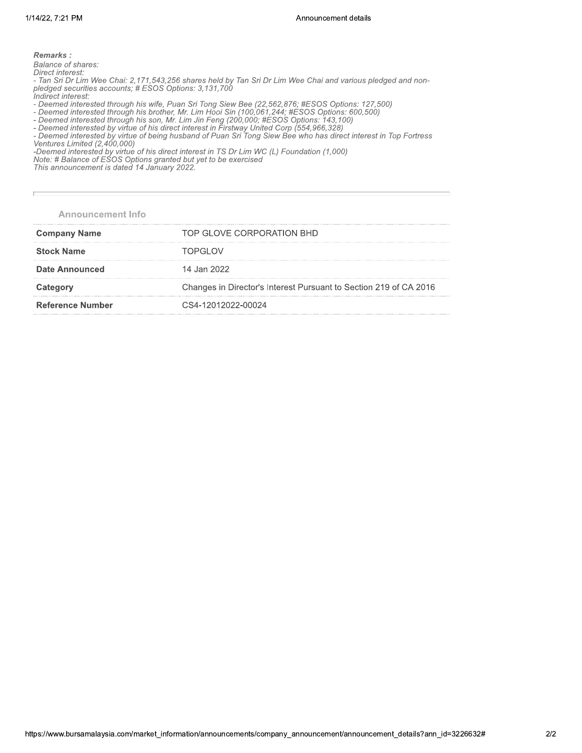***Remarks :***

*Balance of shares:*
*Direct interest:*
*- Tan Sri Dr Lim Wee Chai: 2,171,543,256 shares held by Tan Sri Dr Lim Wee Chai and various pledged and non-pledged securities accounts; # ESOS Options: 3,131,700*
*Indirect interest:*
*- Deemed interested through his wife, Puan Sri Tong Siew Bee (22,562,876; #ESOS Options: 127,500)*
*- Deemed interested through his brother, Mr. Lim Hooi Sin (100,061,244; #ESOS Options: 600,500)*
*- Deemed interested through his son, Mr. Lim Jin Feng (200,000; #ESOS Options: 143,100)*
*- Deemed interested by virtue of his direct interest in Firstway United Corp (554,966,328)*
*- Deemed interested by virtue of being husband of Puan Sri Tong Siew Bee who has direct interest in Top Fortress Ventures Limited (2,400,000)*
*-Deemed interested by virtue of his direct interest in TS Dr Lim WC (L) Foundation (1,000)*
*Note: # Balance of ESOS Options granted but yet to be exercised*
*This announcement is dated 14 January 2022.*

## Announcement Info

| | |
|---|---|
| **Company Name** | TOP GLOVE CORPORATION BHD |
| **Stock Name** | TOPGLOV |
| **Date Announced** | 14 Jan 2022 |
| **Category** | Changes in Director's Interest Pursuant to Section 219 of CA 2016 |
| **Reference Number** | CS4-12012022-00024 |